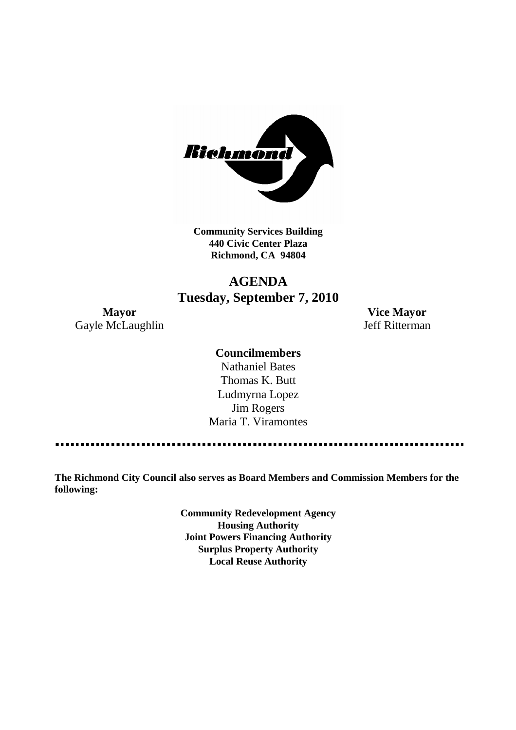Richmond

**Community Services Building**
**440 Civic Center Plaza**
**Richmond, CA 94804**

# AGENDA
## Tuesday, September 7, 2010

**Mayor**
Gayle McLaughlin

**Vice Mayor**
Jeff Ritterman

**Councilmembers**
Nathaniel Bates
Thomas K. Butt
Ludmyrna Lopez
Jim Rogers
Maria T. Viramontes

---

**The Richmond City Council also serves as Board Members and Commission Members for the following:**

**Community Redevelopment Agency**
**Housing Authority**
**Joint Powers Financing Authority**
**Surplus Property Authority**
**Local Reuse Authority**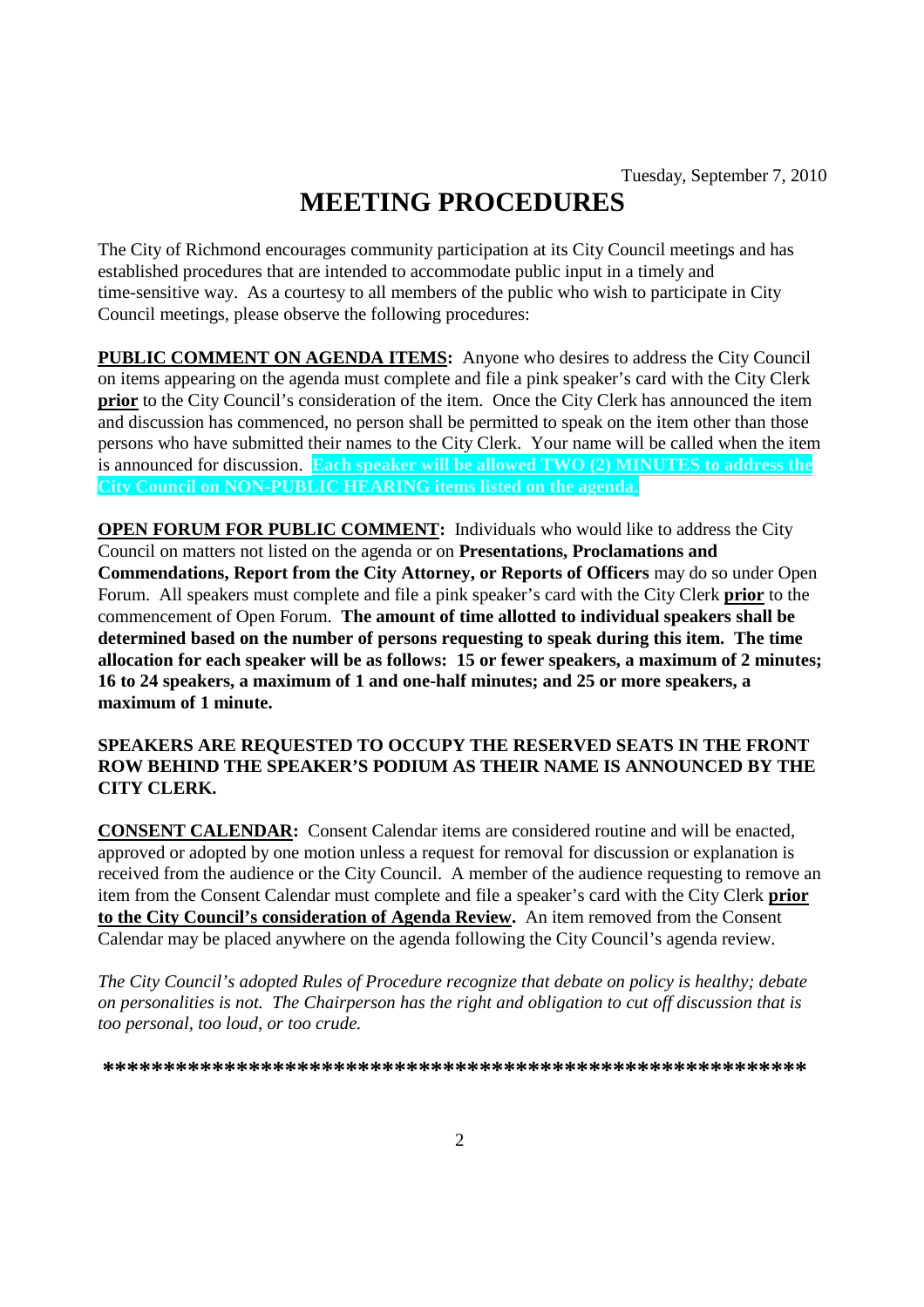Tuesday, September 7, 2010

# MEETING PROCEDURES

The City of Richmond encourages community participation at its City Council meetings and has established procedures that are intended to accommodate public input in a timely and time-sensitive way. As a courtesy to all members of the public who wish to participate in City Council meetings, please observe the following procedures:

**PUBLIC COMMENT ON AGENDA ITEMS:** Anyone who desires to address the City Council on items appearing on the agenda must complete and file a pink speaker's card with the City Clerk **prior** to the City Council's consideration of the item. Once the City Clerk has announced the item and discussion has commenced, no person shall be permitted to speak on the item other than those persons who have submitted their names to the City Clerk. Your name will be called when the item is announced for discussion. **Each speaker will be allowed TWO (2) MINUTES to address the City Council on NON-PUBLIC HEARING items listed on the agenda.**

**OPEN FORUM FOR PUBLIC COMMENT:** Individuals who would like to address the City Council on matters not listed on the agenda or on **Presentations, Proclamations and Commendations, Report from the City Attorney, or Reports of Officers** may do so under Open Forum. All speakers must complete and file a pink speaker's card with the City Clerk **prior** to the commencement of Open Forum. **The amount of time allotted to individual speakers shall be determined based on the number of persons requesting to speak during this item. The time allocation for each speaker will be as follows: 15 or fewer speakers, a maximum of 2 minutes; 16 to 24 speakers, a maximum of 1 and one-half minutes; and 25 or more speakers, a maximum of 1 minute.**

**SPEAKERS ARE REQUESTED TO OCCUPY THE RESERVED SEATS IN THE FRONT ROW BEHIND THE SPEAKER'S PODIUM AS THEIR NAME IS ANNOUNCED BY THE CITY CLERK.**

**CONSENT CALENDAR:** Consent Calendar items are considered routine and will be enacted, approved or adopted by one motion unless a request for removal for discussion or explanation is received from the audience or the City Council. A member of the audience requesting to remove an item from the Consent Calendar must complete and file a speaker's card with the City Clerk **prior to the City Council's consideration of Agenda Review.** An item removed from the Consent Calendar may be placed anywhere on the agenda following the City Council's agenda review.

*The City Council's adopted Rules of Procedure recognize that debate on policy is healthy; debate on personalities is not. The Chairperson has the right and obligation to cut off discussion that is too personal, too loud, or too crude.*

***************************************************************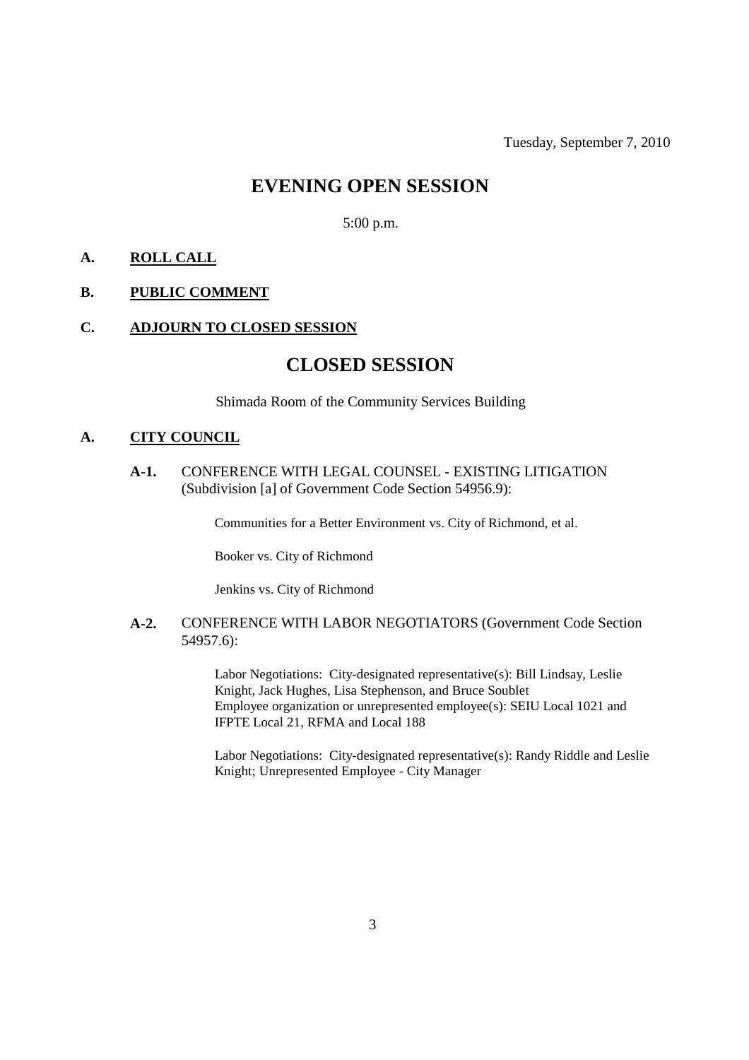Tuesday, September 7, 2010

# EVENING OPEN SESSION

5:00 p.m.

**A. ROLL CALL**

**B. PUBLIC COMMENT**

**C. ADJOURN TO CLOSED SESSION**

# CLOSED SESSION

Shimada Room of the Community Services Building

**A. CITY COUNCIL**

**A-1.** CONFERENCE WITH LEGAL COUNSEL - EXISTING LITIGATION (Subdivision [a] of Government Code Section 54956.9):

Communities for a Better Environment vs. City of Richmond, et al.

Booker vs. City of Richmond

Jenkins vs. City of Richmond

**A-2.** CONFERENCE WITH LABOR NEGOTIATORS (Government Code Section 54957.6):

Labor Negotiations: City-designated representative(s): Bill Lindsay, Leslie Knight, Jack Hughes, Lisa Stephenson, and Bruce Soublet
Employee organization or unrepresented employee(s): SEIU Local 1021 and IFPTE Local 21, RFMA and Local 188

Labor Negotiations: City-designated representative(s): Randy Riddle and Leslie Knight; Unrepresented Employee - City Manager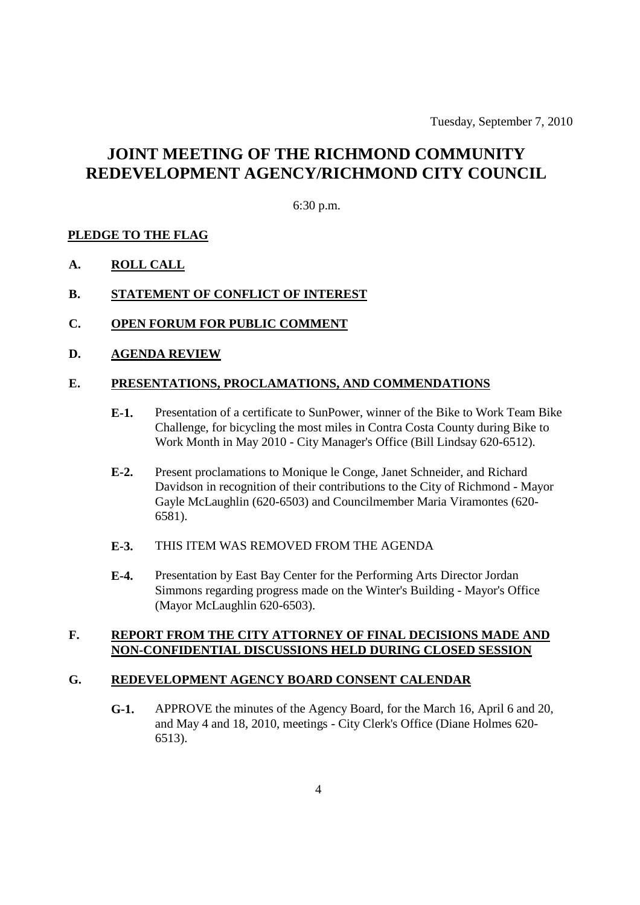Tuesday, September 7, 2010

# JOINT MEETING OF THE RICHMOND COMMUNITY REDEVELOPMENT AGENCY/RICHMOND CITY COUNCIL

6:30 p.m.

## PLEDGE TO THE FLAG

## A. ROLL CALL

## B. STATEMENT OF CONFLICT OF INTEREST

## C. OPEN FORUM FOR PUBLIC COMMENT

## D. AGENDA REVIEW

## E. PRESENTATIONS, PROCLAMATIONS, AND COMMENDATIONS

**E-1.** Presentation of a certificate to SunPower, winner of the Bike to Work Team Bike Challenge, for bicycling the most miles in Contra Costa County during Bike to Work Month in May 2010 - City Manager's Office (Bill Lindsay 620-6512).

**E-2.** Present proclamations to Monique le Conge, Janet Schneider, and Richard Davidson in recognition of their contributions to the City of Richmond - Mayor Gayle McLaughlin (620-6503) and Councilmember Maria Viramontes (620-6581).

**E-3.** THIS ITEM WAS REMOVED FROM THE AGENDA

**E-4.** Presentation by East Bay Center for the Performing Arts Director Jordan Simmons regarding progress made on the Winter's Building - Mayor's Office (Mayor McLaughlin 620-6503).

## F. REPORT FROM THE CITY ATTORNEY OF FINAL DECISIONS MADE AND NON-CONFIDENTIAL DISCUSSIONS HELD DURING CLOSED SESSION

## G. REDEVELOPMENT AGENCY BOARD CONSENT CALENDAR

**G-1.** APPROVE the minutes of the Agency Board, for the March 16, April 6 and 20, and May 4 and 18, 2010, meetings - City Clerk's Office (Diane Holmes 620-6513).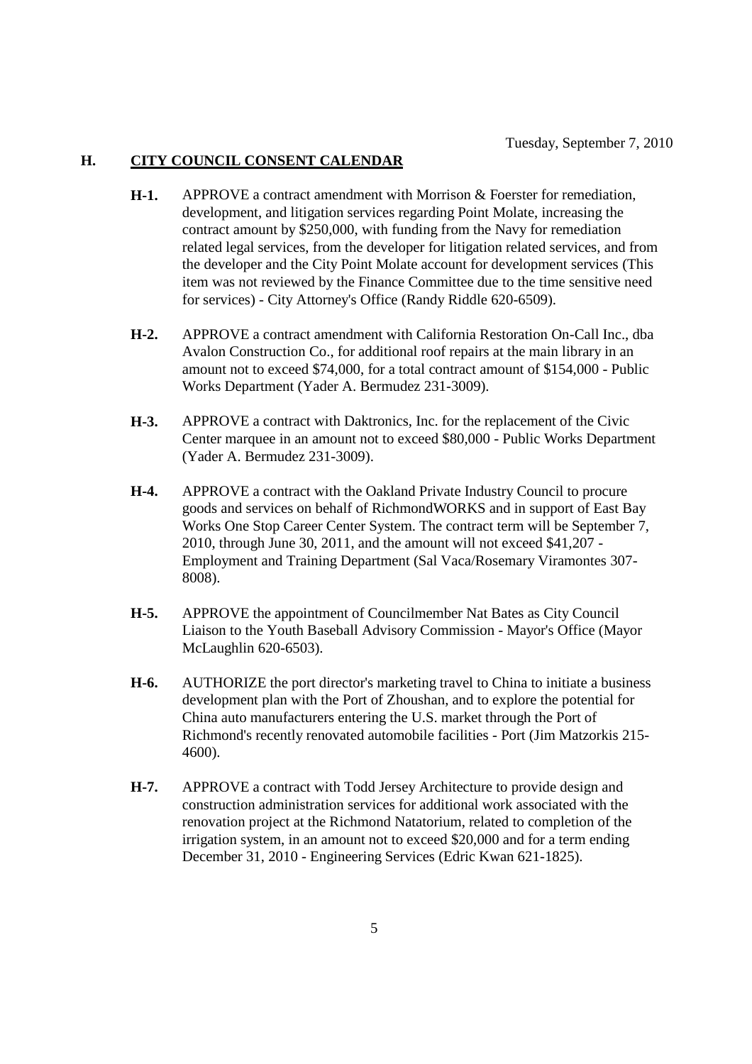Tuesday, September 7, 2010

## H. CITY COUNCIL CONSENT CALENDAR

**H-1.** APPROVE a contract amendment with Morrison & Foerster for remediation, development, and litigation services regarding Point Molate, increasing the contract amount by $250,000, with funding from the Navy for remediation related legal services, from the developer for litigation related services, and from the developer and the City Point Molate account for development services (This item was not reviewed by the Finance Committee due to the time sensitive need for services) - City Attorney's Office (Randy Riddle 620-6509).

**H-2.** APPROVE a contract amendment with California Restoration On-Call Inc., dba Avalon Construction Co., for additional roof repairs at the main library in an amount not to exceed $74,000, for a total contract amount of $154,000 - Public Works Department (Yader A. Bermudez 231-3009).

**H-3.** APPROVE a contract with Daktronics, Inc. for the replacement of the Civic Center marquee in an amount not to exceed $80,000 - Public Works Department (Yader A. Bermudez 231-3009).

**H-4.** APPROVE a contract with the Oakland Private Industry Council to procure goods and services on behalf of RichmondWORKS and in support of East Bay Works One Stop Career Center System. The contract term will be September 7, 2010, through June 30, 2011, and the amount will not exceed $41,207 - Employment and Training Department (Sal Vaca/Rosemary Viramontes 307-8008).

**H-5.** APPROVE the appointment of Councilmember Nat Bates as City Council Liaison to the Youth Baseball Advisory Commission - Mayor's Office (Mayor McLaughlin 620-6503).

**H-6.** AUTHORIZE the port director's marketing travel to China to initiate a business development plan with the Port of Zhoushan, and to explore the potential for China auto manufacturers entering the U.S. market through the Port of Richmond's recently renovated automobile facilities - Port (Jim Matzorkis 215-4600).

**H-7.** APPROVE a contract with Todd Jersey Architecture to provide design and construction administration services for additional work associated with the renovation project at the Richmond Natatorium, related to completion of the irrigation system, in an amount not to exceed $20,000 and for a term ending December 31, 2010 - Engineering Services (Edric Kwan 621-1825).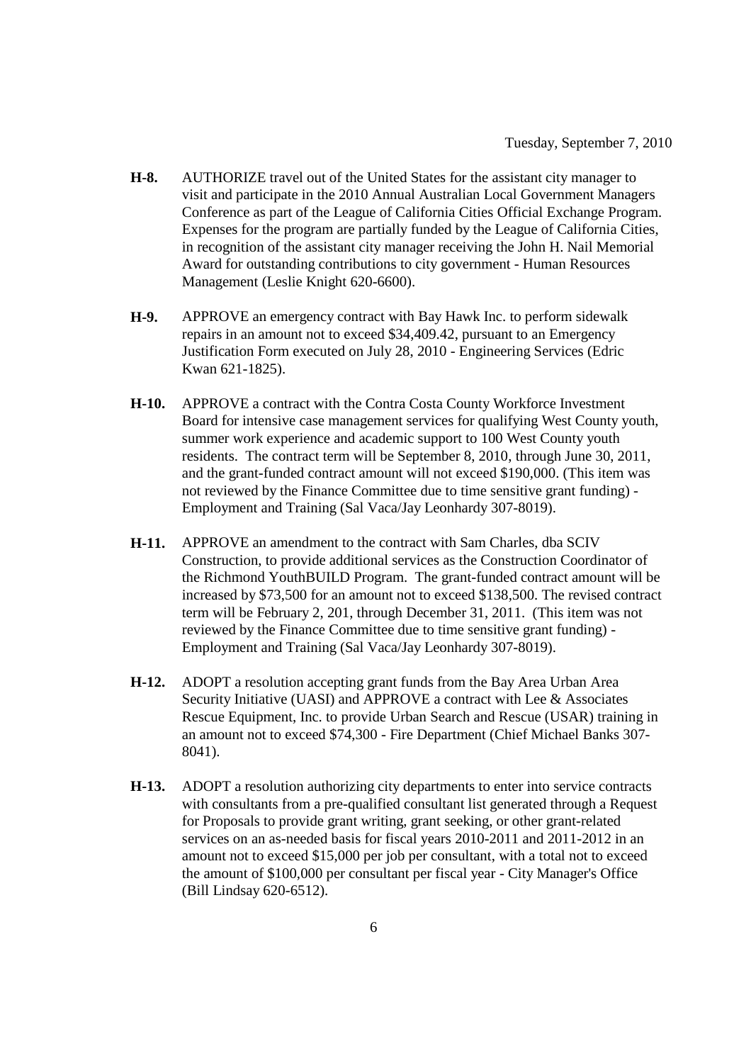**H-8.** AUTHORIZE travel out of the United States for the assistant city manager to visit and participate in the 2010 Annual Australian Local Government Managers Conference as part of the League of California Cities Official Exchange Program. Expenses for the program are partially funded by the League of California Cities, in recognition of the assistant city manager receiving the John H. Nail Memorial Award for outstanding contributions to city government - Human Resources Management (Leslie Knight 620-6600).

**H-9.** APPROVE an emergency contract with Bay Hawk Inc. to perform sidewalk repairs in an amount not to exceed $34,409.42, pursuant to an Emergency Justification Form executed on July 28, 2010 - Engineering Services (Edric Kwan 621-1825).

**H-10.** APPROVE a contract with the Contra Costa County Workforce Investment Board for intensive case management services for qualifying West County youth, summer work experience and academic support to 100 West County youth residents. The contract term will be September 8, 2010, through June 30, 2011, and the grant-funded contract amount will not exceed $190,000. (This item was not reviewed by the Finance Committee due to time sensitive grant funding) - Employment and Training (Sal Vaca/Jay Leonhardy 307-8019).

**H-11.** APPROVE an amendment to the contract with Sam Charles, dba SCIV Construction, to provide additional services as the Construction Coordinator of the Richmond YouthBUILD Program. The grant-funded contract amount will be increased by $73,500 for an amount not to exceed $138,500. The revised contract term will be February 2, 201, through December 31, 2011. (This item was not reviewed by the Finance Committee due to time sensitive grant funding) - Employment and Training (Sal Vaca/Jay Leonhardy 307-8019).

**H-12.** ADOPT a resolution accepting grant funds from the Bay Area Urban Area Security Initiative (UASI) and APPROVE a contract with Lee & Associates Rescue Equipment, Inc. to provide Urban Search and Rescue (USAR) training in an amount not to exceed $74,300 - Fire Department (Chief Michael Banks 307-8041).

**H-13.** ADOPT a resolution authorizing city departments to enter into service contracts with consultants from a pre-qualified consultant list generated through a Request for Proposals to provide grant writing, grant seeking, or other grant-related services on an as-needed basis for fiscal years 2010-2011 and 2011-2012 in an amount not to exceed $15,000 per job per consultant, with a total not to exceed the amount of $100,000 per consultant per fiscal year - City Manager's Office (Bill Lindsay 620-6512).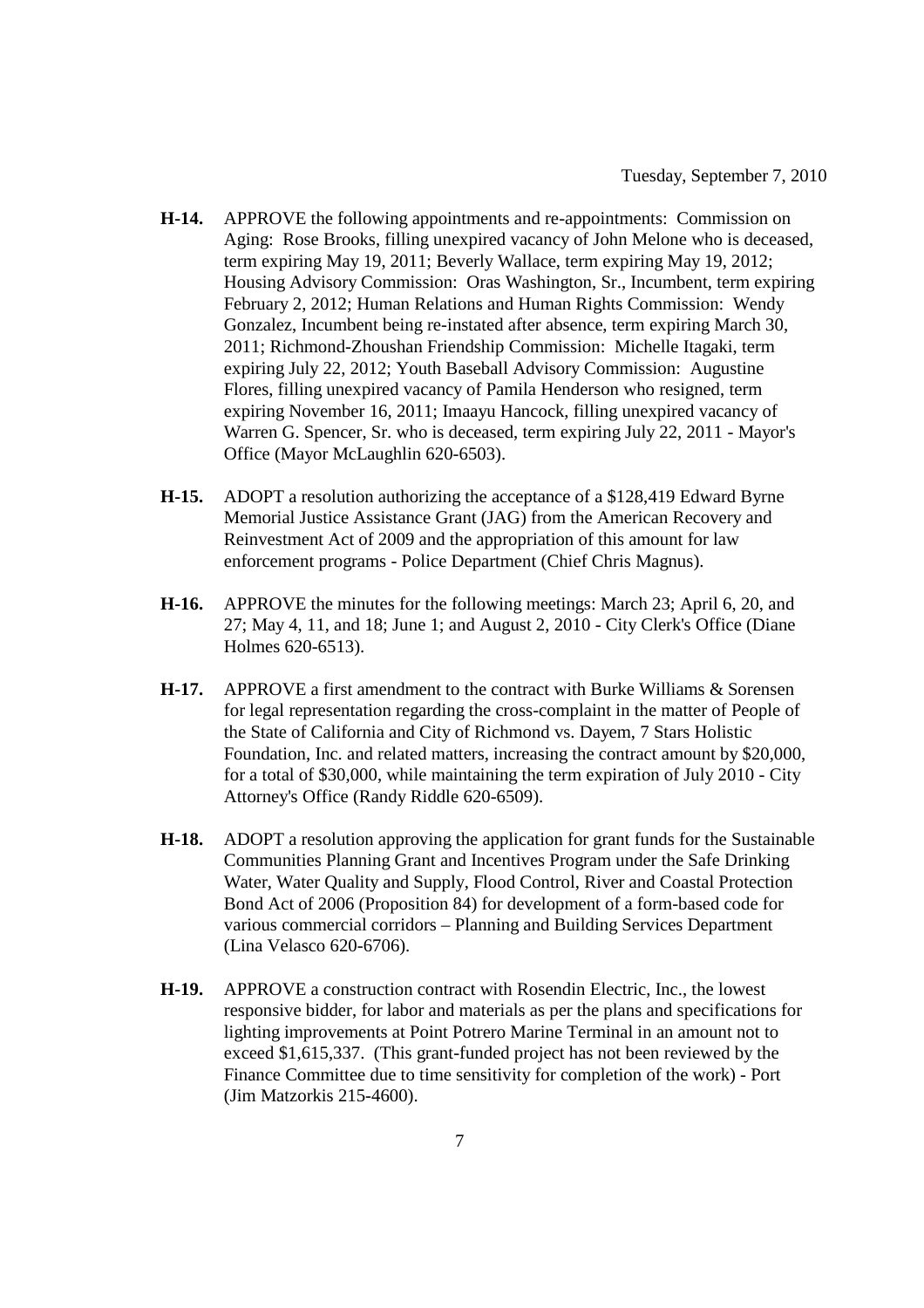**H-14.** APPROVE the following appointments and re-appointments: Commission on Aging: Rose Brooks, filling unexpired vacancy of John Melone who is deceased, term expiring May 19, 2011; Beverly Wallace, term expiring May 19, 2012; Housing Advisory Commission: Oras Washington, Sr., Incumbent, term expiring February 2, 2012; Human Relations and Human Rights Commission: Wendy Gonzalez, Incumbent being re-instated after absence, term expiring March 30, 2011; Richmond-Zhoushan Friendship Commission: Michelle Itagaki, term expiring July 22, 2012; Youth Baseball Advisory Commission: Augustine Flores, filling unexpired vacancy of Pamila Henderson who resigned, term expiring November 16, 2011; Imaayu Hancock, filling unexpired vacancy of Warren G. Spencer, Sr. who is deceased, term expiring July 22, 2011 - Mayor's Office (Mayor McLaughlin 620-6503).

**H-15.** ADOPT a resolution authorizing the acceptance of a $128,419 Edward Byrne Memorial Justice Assistance Grant (JAG) from the American Recovery and Reinvestment Act of 2009 and the appropriation of this amount for law enforcement programs - Police Department (Chief Chris Magnus).

**H-16.** APPROVE the minutes for the following meetings: March 23; April 6, 20, and 27; May 4, 11, and 18; June 1; and August 2, 2010 - City Clerk's Office (Diane Holmes 620-6513).

**H-17.** APPROVE a first amendment to the contract with Burke Williams & Sorensen for legal representation regarding the cross-complaint in the matter of People of the State of California and City of Richmond vs. Dayem, 7 Stars Holistic Foundation, Inc. and related matters, increasing the contract amount by $20,000, for a total of $30,000, while maintaining the term expiration of July 2010 - City Attorney's Office (Randy Riddle 620-6509).

**H-18.** ADOPT a resolution approving the application for grant funds for the Sustainable Communities Planning Grant and Incentives Program under the Safe Drinking Water, Water Quality and Supply, Flood Control, River and Coastal Protection Bond Act of 2006 (Proposition 84) for development of a form-based code for various commercial corridors – Planning and Building Services Department (Lina Velasco 620-6706).

**H-19.** APPROVE a construction contract with Rosendin Electric, Inc., the lowest responsive bidder, for labor and materials as per the plans and specifications for lighting improvements at Point Potrero Marine Terminal in an amount not to exceed $1,615,337. (This grant-funded project has not been reviewed by the Finance Committee due to time sensitivity for completion of the work) - Port (Jim Matzorkis 215-4600).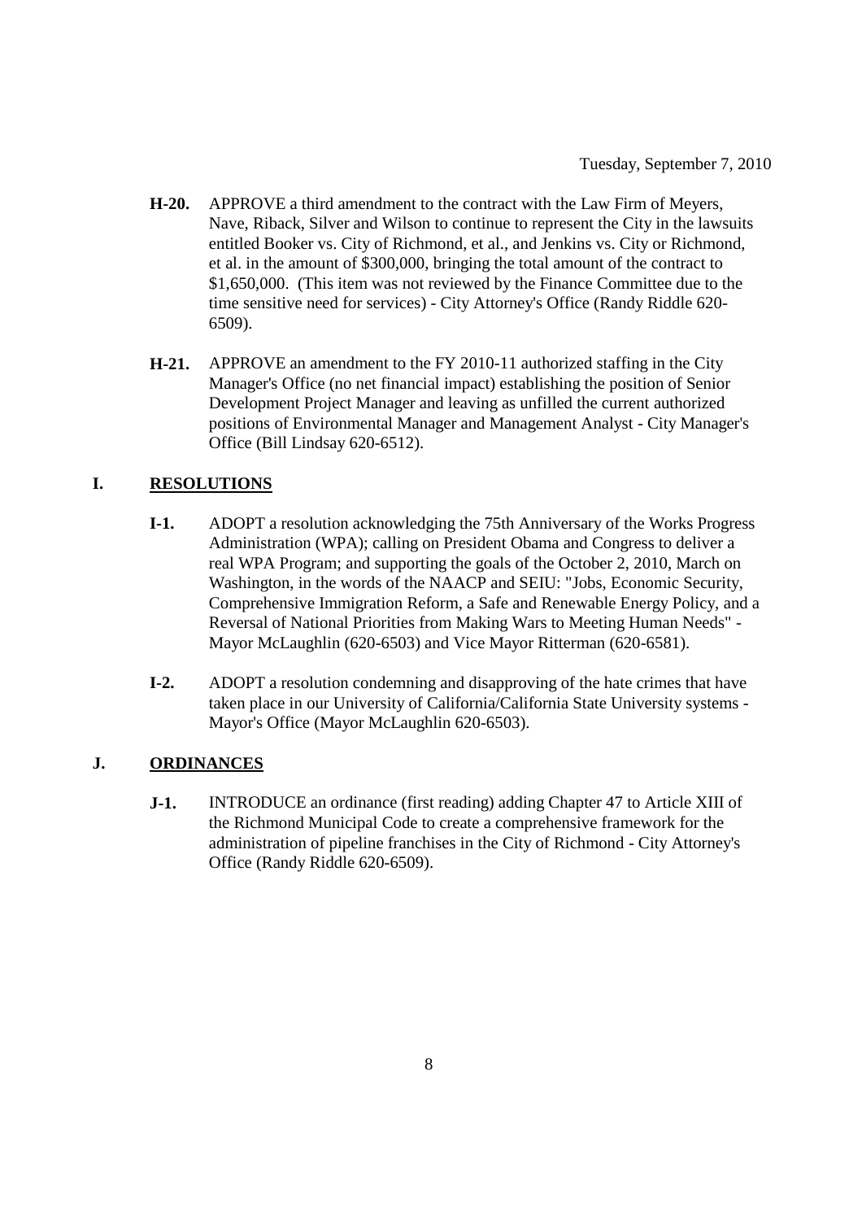**H-20.** APPROVE a third amendment to the contract with the Law Firm of Meyers, Nave, Riback, Silver and Wilson to continue to represent the City in the lawsuits entitled Booker vs. City of Richmond, et al., and Jenkins vs. City or Richmond, et al. in the amount of $300,000, bringing the total amount of the contract to $1,650,000. (This item was not reviewed by the Finance Committee due to the time sensitive need for services) - City Attorney's Office (Randy Riddle 620-6509).

**H-21.** APPROVE an amendment to the FY 2010-11 authorized staffing in the City Manager's Office (no net financial impact) establishing the position of Senior Development Project Manager and leaving as unfilled the current authorized positions of Environmental Manager and Management Analyst - City Manager's Office (Bill Lindsay 620-6512).

## I. RESOLUTIONS

**I-1.** ADOPT a resolution acknowledging the 75th Anniversary of the Works Progress Administration (WPA); calling on President Obama and Congress to deliver a real WPA Program; and supporting the goals of the October 2, 2010, March on Washington, in the words of the NAACP and SEIU: "Jobs, Economic Security, Comprehensive Immigration Reform, a Safe and Renewable Energy Policy, and a Reversal of National Priorities from Making Wars to Meeting Human Needs" - Mayor McLaughlin (620-6503) and Vice Mayor Ritterman (620-6581).

**I-2.** ADOPT a resolution condemning and disapproving of the hate crimes that have taken place in our University of California/California State University systems - Mayor's Office (Mayor McLaughlin 620-6503).

## J. ORDINANCES

**J-1.** INTRODUCE an ordinance (first reading) adding Chapter 47 to Article XIII of the Richmond Municipal Code to create a comprehensive framework for the administration of pipeline franchises in the City of Richmond - City Attorney's Office (Randy Riddle 620-6509).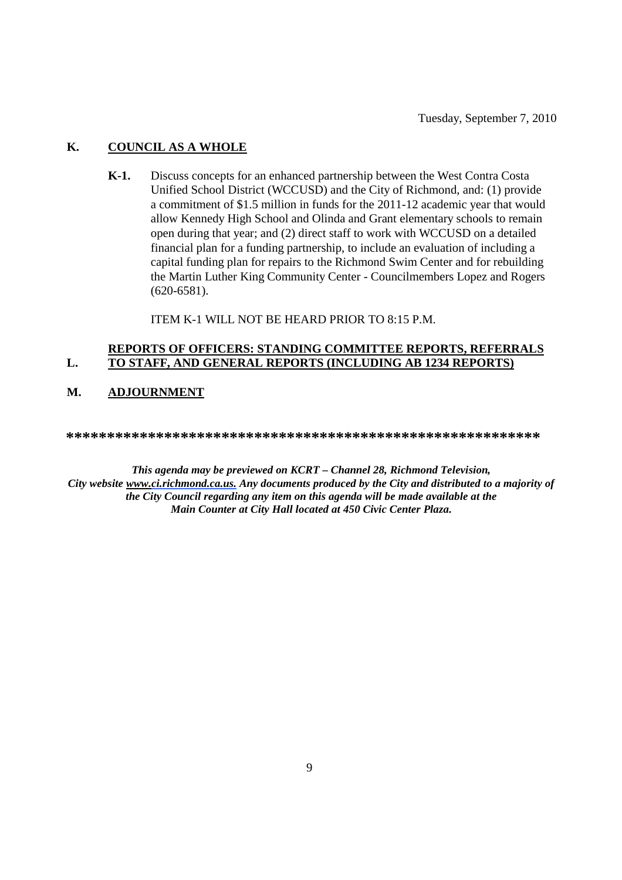## K. COUNCIL AS A WHOLE

**K-1.** Discuss concepts for an enhanced partnership between the West Contra Costa Unified School District (WCCUSD) and the City of Richmond, and: (1) provide a commitment of $1.5 million in funds for the 2011-12 academic year that would allow Kennedy High School and Olinda and Grant elementary schools to remain open during that year; and (2) direct staff to work with WCCUSD on a detailed financial plan for a funding partnership, to include an evaluation of including a capital funding plan for repairs to the Richmond Swim Center and for rebuilding the Martin Luther King Community Center - Councilmembers Lopez and Rogers (620-6581).

ITEM K-1 WILL NOT BE HEARD PRIOR TO 8:15 P.M.

## L. REPORTS OF OFFICERS: STANDING COMMITTEE REPORTS, REFERRALS TO STAFF, AND GENERAL REPORTS (INCLUDING AB 1234 REPORTS)

## M. ADJOURNMENT

**********************************************************

***This agenda may be previewed on KCRT – Channel 28, Richmond Television, City website www.ci.richmond.ca.us. Any documents produced by the City and distributed to a majority of the City Council regarding any item on this agenda will be made available at the Main Counter at City Hall located at 450 Civic Center Plaza.***